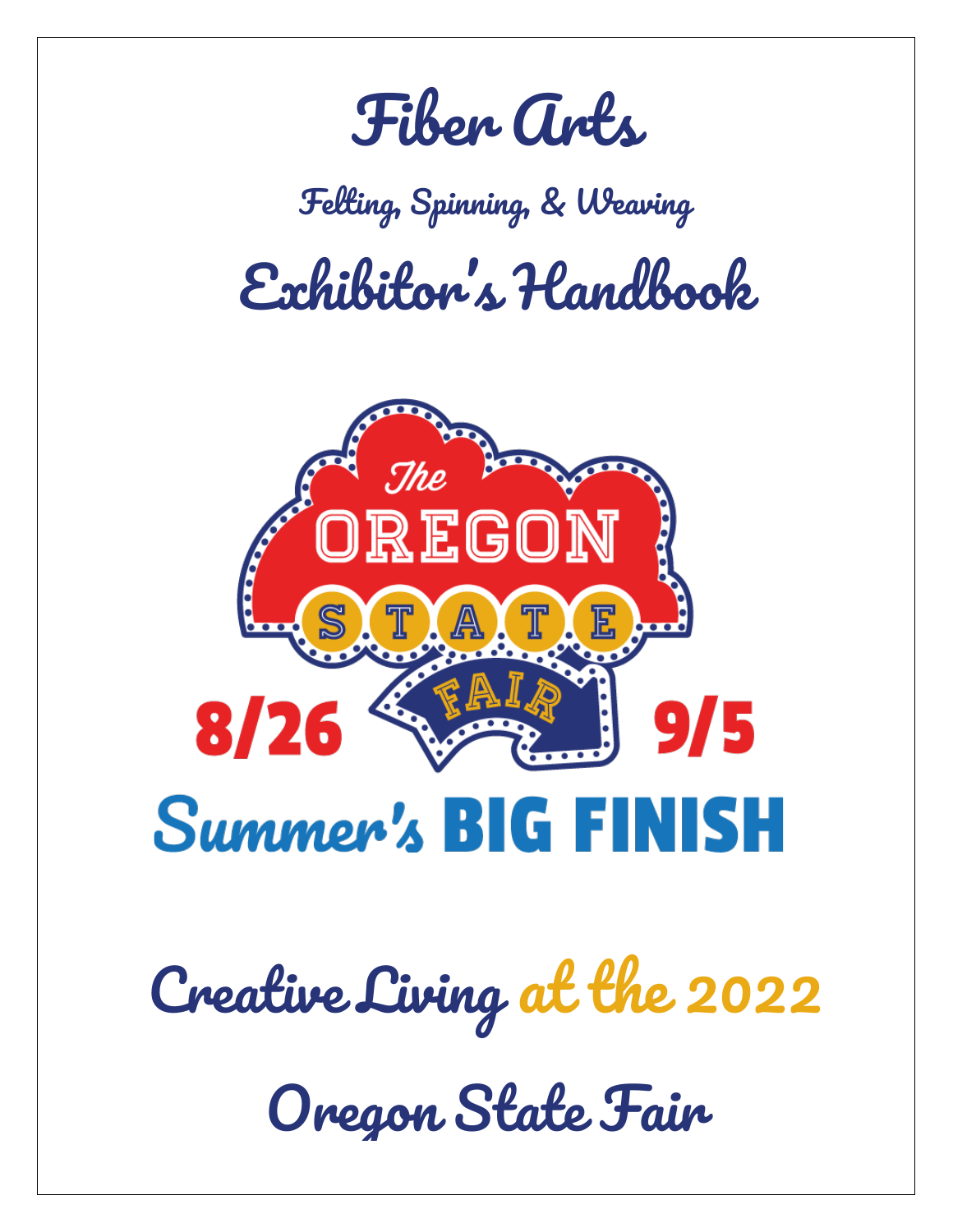# Fiber Arts

## Felting, Spinning, & Weaving

# Exhibitor's Handbook

The OREGON STATE FAIR

8/26 – 9/5

Summer's BIG FINISH

## Creative Living at the 2022

## Oregon State Fair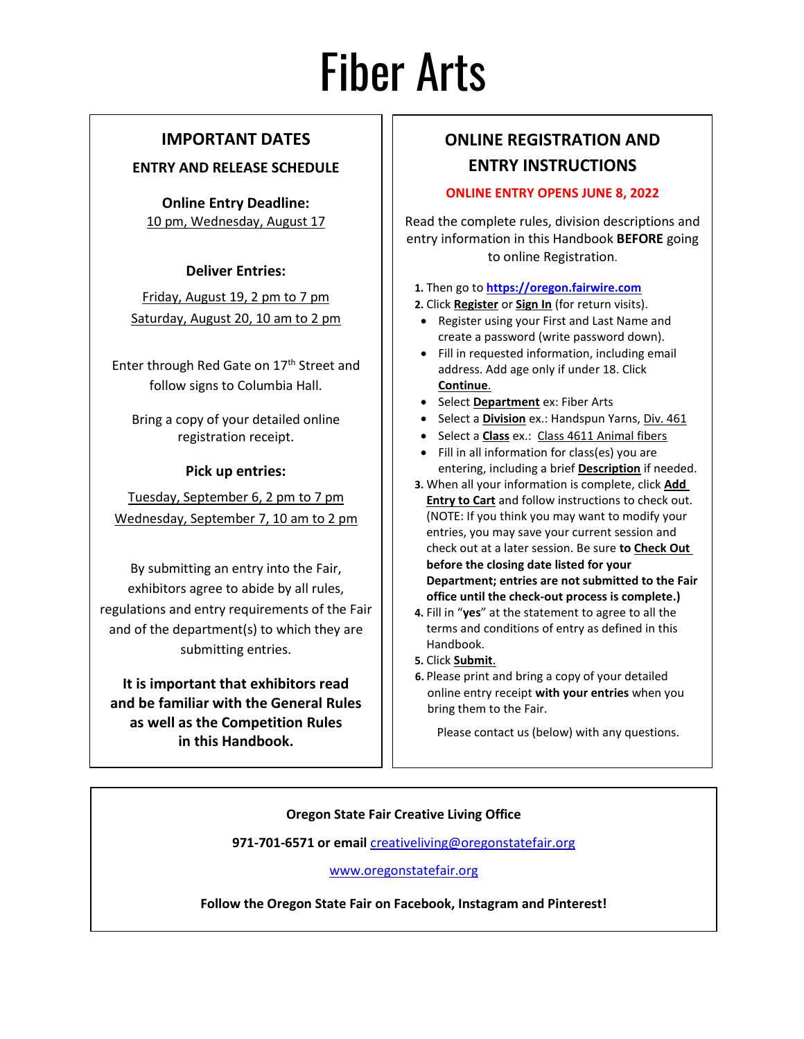# Fiber Arts

## IMPORTANT DATES

### ENTRY AND RELEASE SCHEDULE

**Online Entry Deadline:**
10 pm, Wednesday, August 17

**Deliver Entries:**

Friday, August 19, 2 pm to 7 pm
Saturday, August 20, 10 am to 2 pm

Enter through Red Gate on 17th Street and follow signs to Columbia Hall.

Bring a copy of your detailed online registration receipt.

**Pick up entries:**

Tuesday, September 6, 2 pm to 7 pm
Wednesday, September 7, 10 am to 2 pm

By submitting an entry into the Fair, exhibitors agree to abide by all rules, regulations and entry requirements of the Fair and of the department(s) to which they are submitting entries.

**It is important that exhibitors read and be familiar with the General Rules as well as the Competition Rules in this Handbook.**

## ONLINE REGISTRATION AND ENTRY INSTRUCTIONS

**ONLINE ENTRY OPENS JUNE 8, 2022**

Read the complete rules, division descriptions and entry information in this Handbook **BEFORE** going to online Registration.

1. Then go to **https://oregon.fairwire.com**
2. Click **Register** or **Sign In** (for return visits).
   - Register using your First and Last Name and create a password (write password down).
   - Fill in requested information, including email address. Add age only if under 18. Click **Continue**.
   - Select **Department** ex: Fiber Arts
   - Select a **Division** ex.: Handspun Yarns, Div. 461
   - Select a **Class** ex.: Class 4611 Animal fibers
   - Fill in all information for class(es) you are entering, including a brief **Description** if needed.
3. When all your information is complete, click **Add Entry to Cart** and follow instructions to check out. (NOTE: If you think you may want to modify your entries, you may save your current session and check out at a later session. Be sure **to Check Out before the closing date listed for your Department; entries are not submitted to the Fair office until the check-out process is complete.)**
4. Fill in "**yes**" at the statement to agree to all the terms and conditions of entry as defined in this Handbook.
5. Click **Submit**.
6. Please print and bring a copy of your detailed online entry receipt **with your entries** when you bring them to the Fair.

Please contact us (below) with any questions.

**Oregon State Fair Creative Living Office**

**971-701-6571 or email** creativeliving@oregonstatefair.org

www.oregonstatefair.org

**Follow the Oregon State Fair on Facebook, Instagram and Pinterest!**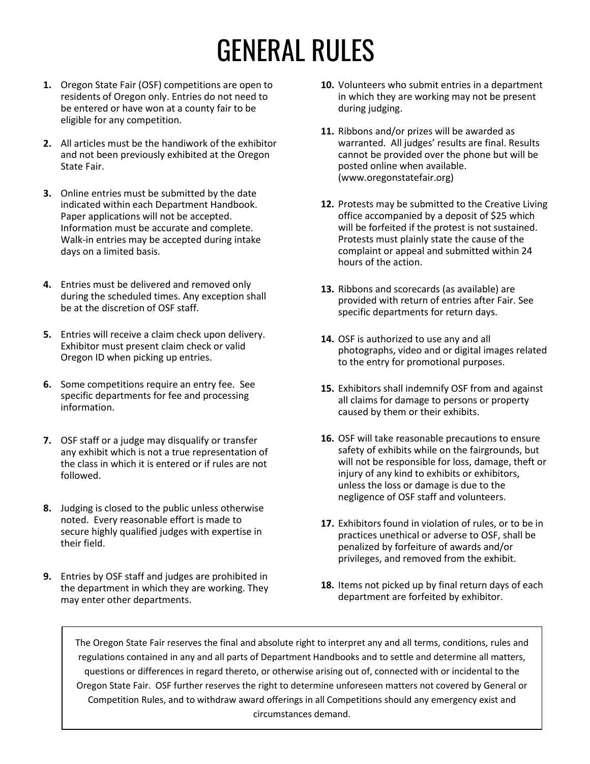# GENERAL RULES

1. Oregon State Fair (OSF) competitions are open to residents of Oregon only. Entries do not need to be entered or have won at a county fair to be eligible for any competition.

2. All articles must be the handiwork of the exhibitor and not been previously exhibited at the Oregon State Fair.

3. Online entries must be submitted by the date indicated within each Department Handbook. Paper applications will not be accepted. Information must be accurate and complete. Walk-in entries may be accepted during intake days on a limited basis.

4. Entries must be delivered and removed only during the scheduled times. Any exception shall be at the discretion of OSF staff.

5. Entries will receive a claim check upon delivery. Exhibitor must present claim check or valid Oregon ID when picking up entries.

6. Some competitions require an entry fee. See specific departments for fee and processing information.

7. OSF staff or a judge may disqualify or transfer any exhibit which is not a true representation of the class in which it is entered or if rules are not followed.

8. Judging is closed to the public unless otherwise noted. Every reasonable effort is made to secure highly qualified judges with expertise in their field.

9. Entries by OSF staff and judges are prohibited in the department in which they are working. They may enter other departments.

10. Volunteers who submit entries in a department in which they are working may not be present during judging.

11. Ribbons and/or prizes will be awarded as warranted. All judges' results are final. Results cannot be provided over the phone but will be posted online when available. (www.oregonstatefair.org)

12. Protests may be submitted to the Creative Living office accompanied by a deposit of $25 which will be forfeited if the protest is not sustained. Protests must plainly state the cause of the complaint or appeal and submitted within 24 hours of the action.

13. Ribbons and scorecards (as available) are provided with return of entries after Fair. See specific departments for return days.

14. OSF is authorized to use any and all photographs, video and or digital images related to the entry for promotional purposes.

15. Exhibitors shall indemnify OSF from and against all claims for damage to persons or property caused by them or their exhibits.

16. OSF will take reasonable precautions to ensure safety of exhibits while on the fairgrounds, but will not be responsible for loss, damage, theft or injury of any kind to exhibits or exhibitors, unless the loss or damage is due to the negligence of OSF staff and volunteers.

17. Exhibitors found in violation of rules, or to be in practices unethical or adverse to OSF, shall be penalized by forfeiture of awards and/or privileges, and removed from the exhibit.

18. Items not picked up by final return days of each department are forfeited by exhibitor.

The Oregon State Fair reserves the final and absolute right to interpret any and all terms, conditions, rules and regulations contained in any and all parts of Department Handbooks and to settle and determine all matters, questions or differences in regard thereto, or otherwise arising out of, connected with or incidental to the Oregon State Fair. OSF further reserves the right to determine unforeseen matters not covered by General or Competition Rules, and to withdraw award offerings in all Competitions should any emergency exist and circumstances demand.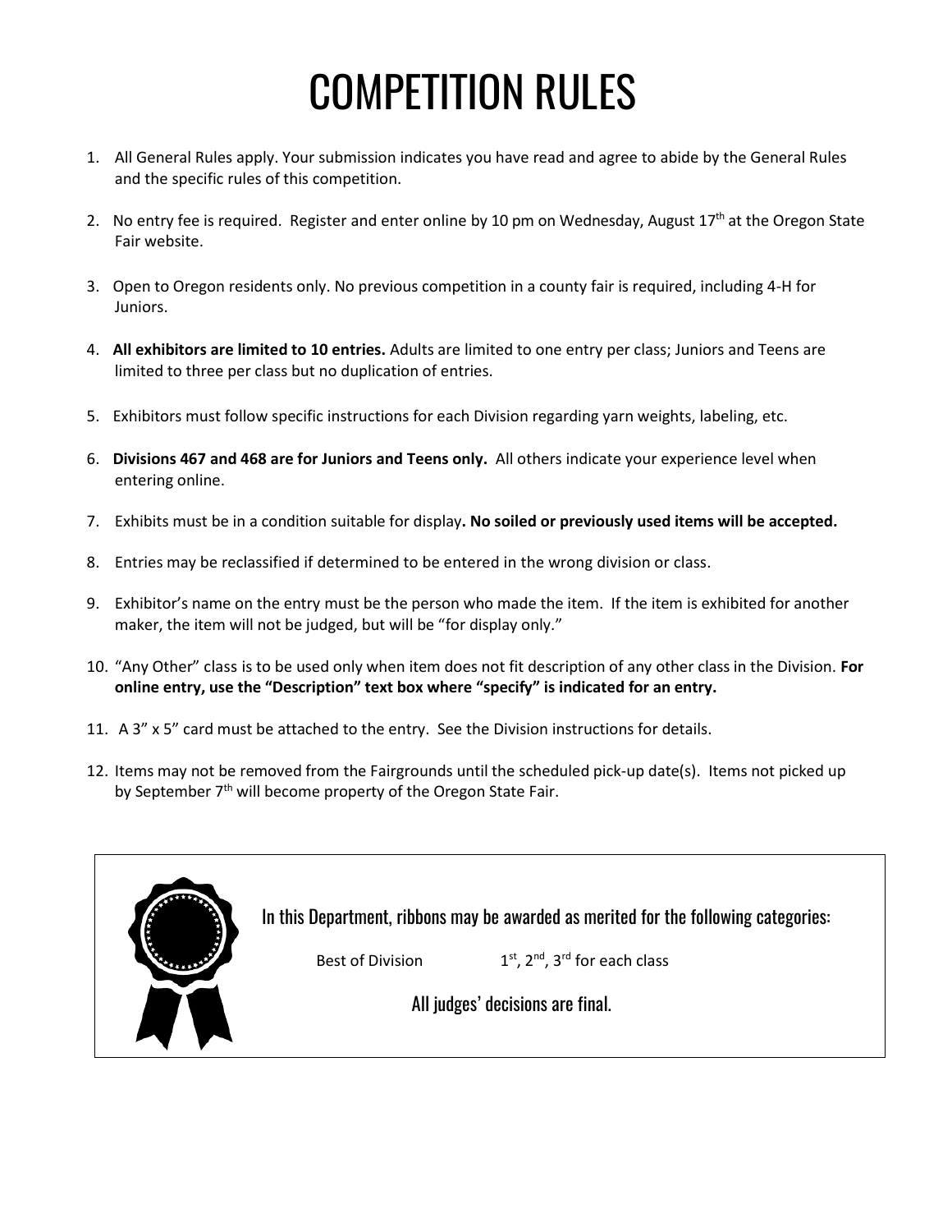# COMPETITION RULES

1. All General Rules apply. Your submission indicates you have read and agree to abide by the General Rules and the specific rules of this competition.
2. No entry fee is required. Register and enter online by 10 pm on Wednesday, August 17th at the Oregon State Fair website.
3. Open to Oregon residents only. No previous competition in a county fair is required, including 4-H for Juniors.
4. **All exhibitors are limited to 10 entries.** Adults are limited to one entry per class; Juniors and Teens are limited to three per class but no duplication of entries.
5. Exhibitors must follow specific instructions for each Division regarding yarn weights, labeling, etc.
6. **Divisions 467 and 468 are for Juniors and Teens only.** All others indicate your experience level when entering online.
7. Exhibits must be in a condition suitable for display**. No soiled or previously used items will be accepted.**
8. Entries may be reclassified if determined to be entered in the wrong division or class.
9. Exhibitor's name on the entry must be the person who made the item. If the item is exhibited for another maker, the item will not be judged, but will be "for display only."
10. "Any Other" class is to be used only when item does not fit description of any other class in the Division. **For online entry, use the "Description" text box where "specify" is indicated for an entry.**
11. A 3" x 5" card must be attached to the entry. See the Division instructions for details.
12. Items may not be removed from the Fairgrounds until the scheduled pick-up date(s). Items not picked up by September 7th will become property of the Oregon State Fair.

In this Department, ribbons may be awarded as merited for the following categories:

Best of Division — 1st, 2nd, 3rd for each class

All judges' decisions are final.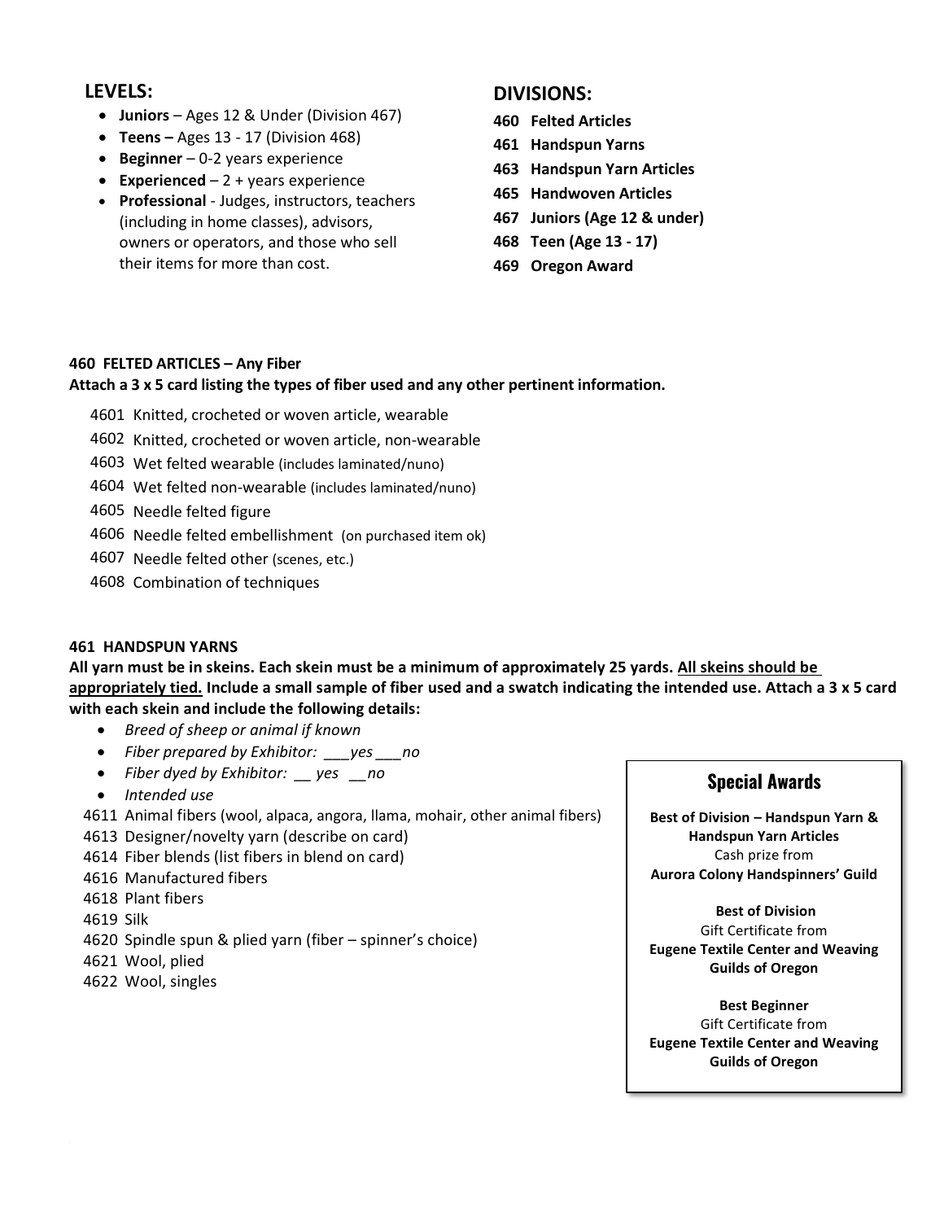## LEVELS:

- **Juniors** – Ages 12 & Under (Division 467)
- **Teens –** Ages 13 - 17 (Division 468)
- **Beginner** – 0-2 years experience
- **Experienced** – 2 + years experience
- **Professional** - Judges, instructors, teachers (including in home classes), advisors, owners or operators, and those who sell their items for more than cost.

## DIVISIONS:

**460 Felted Articles**
**461 Handspun Yarns**
**463 Handspun Yarn Articles**
**465 Handwoven Articles**
**467 Juniors (Age 12 & under)**
**468 Teen (Age 13 - 17)**
**469 Oregon Award**

**460 FELTED ARTICLES – Any Fiber**
**Attach a 3 x 5 card listing the types of fiber used and any other pertinent information.**

4601 Knitted, crocheted or woven article, wearable
4602 Knitted, crocheted or woven article, non-wearable
4603 Wet felted wearable (includes laminated/nuno)
4604 Wet felted non-wearable (includes laminated/nuno)
4605 Needle felted figure
4606 Needle felted embellishment (on purchased item ok)
4607 Needle felted other (scenes, etc.)
4608 Combination of techniques

**461 HANDSPUN YARNS**
**All yarn must be in skeins. Each skein must be a minimum of approximately 25 yards. <u>All skeins should be appropriately tied.</u> Include a small sample of fiber used and a swatch indicating the intended use. Attach a 3 x 5 card with each skein and include the following details:**

- *Breed of sheep or animal if known*
- *Fiber prepared by Exhibitor: ___yes ___no*
- *Fiber dyed by Exhibitor: __ yes __no*
- *Intended use*

4611 Animal fibers (wool, alpaca, angora, llama, mohair, other animal fibers)
4613 Designer/novelty yarn (describe on card)
4614 Fiber blends (list fibers in blend on card)
4616 Manufactured fibers
4618 Plant fibers
4619 Silk
4620 Spindle spun & plied yarn (fiber – spinner's choice)
4621 Wool, plied
4622 Wool, singles

### Special Awards

**Best of Division – Handspun Yarn & Handspun Yarn Articles**
Cash prize from
**Aurora Colony Handspinners' Guild**

**Best of Division**
Gift Certificate from
**Eugene Textile Center and Weaving Guilds of Oregon**

**Best Beginner**
Gift Certificate from
**Eugene Textile Center and Weaving Guilds of Oregon**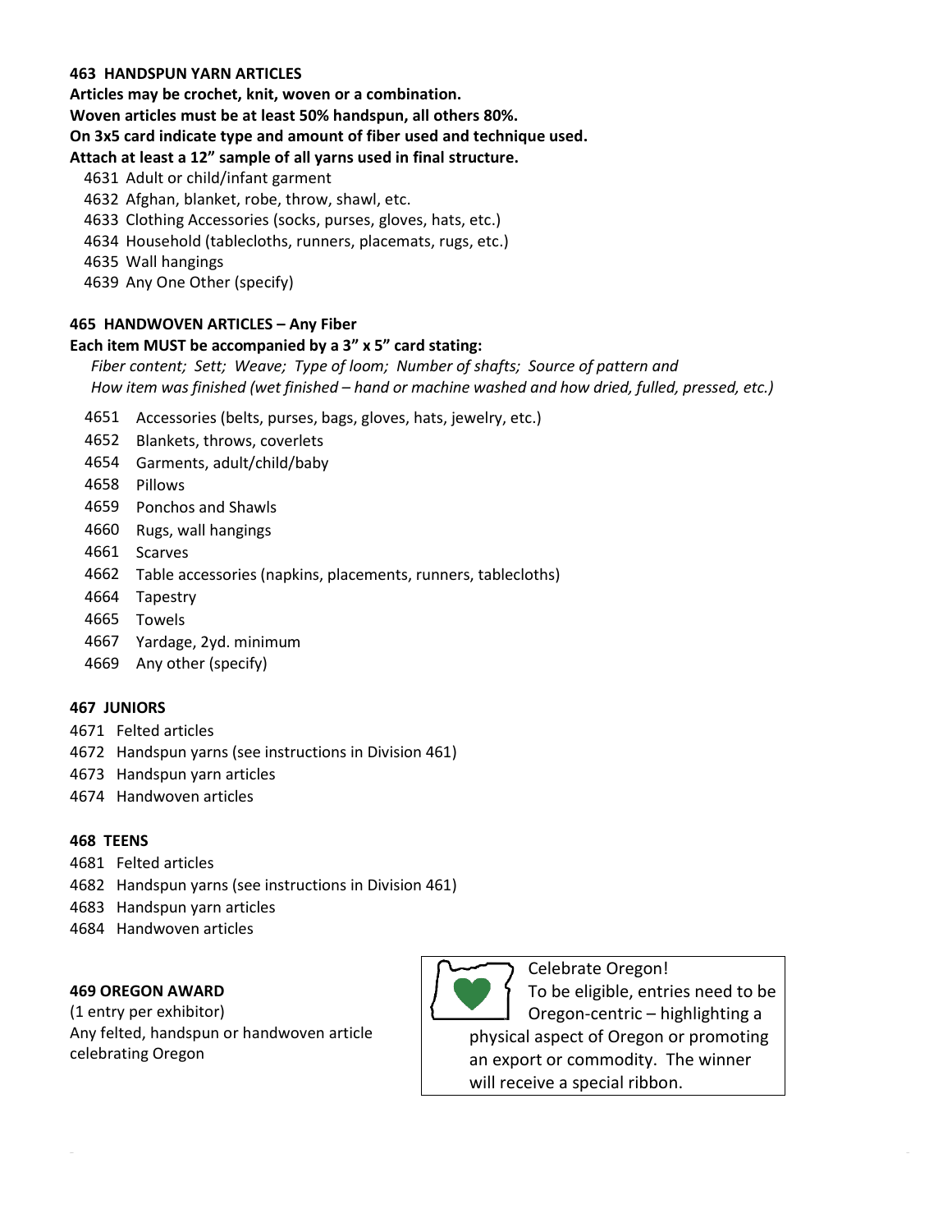**463 HANDSPUN YARN ARTICLES**

**Articles may be crochet, knit, woven or a combination.**

**Woven articles must be at least 50% handspun, all others 80%.**

**On 3x5 card indicate type and amount of fiber used and technique used.**

**Attach at least a 12" sample of all yarns used in final structure.**

- 4631 Adult or child/infant garment
- 4632 Afghan, blanket, robe, throw, shawl, etc.
- 4633 Clothing Accessories (socks, purses, gloves, hats, etc.)
- 4634 Household (tablecloths, runners, placemats, rugs, etc.)
- 4635 Wall hangings
- 4639 Any One Other (specify)

**465 HANDWOVEN ARTICLES – Any Fiber**

**Each item MUST be accompanied by a 3" x 5" card stating:**

*Fiber content; Sett; Weave; Type of loom; Number of shafts; Source of pattern and How item was finished (wet finished – hand or machine washed and how dried, fulled, pressed, etc.)*

- 4651 Accessories (belts, purses, bags, gloves, hats, jewelry, etc.)
- 4652 Blankets, throws, coverlets
- 4654 Garments, adult/child/baby
- 4658 Pillows
- 4659 Ponchos and Shawls
- 4660 Rugs, wall hangings
- 4661 Scarves
- 4662 Table accessories (napkins, placements, runners, tablecloths)
- 4664 Tapestry
- 4665 Towels
- 4667 Yardage, 2yd. minimum
- 4669 Any other (specify)

**467 JUNIORS**

- 4671 Felted articles
- 4672 Handspun yarns (see instructions in Division 461)
- 4673 Handspun yarn articles
- 4674 Handwoven articles

**468 TEENS**

- 4681 Felted articles
- 4682 Handspun yarns (see instructions in Division 461)
- 4683 Handspun yarn articles
- 4684 Handwoven articles

**469 OREGON AWARD**

(1 entry per exhibitor)

Any felted, handspun or handwoven article celebrating Oregon

Celebrate Oregon!
To be eligible, entries need to be Oregon-centric – highlighting a physical aspect of Oregon or promoting an export or commodity. The winner will receive a special ribbon.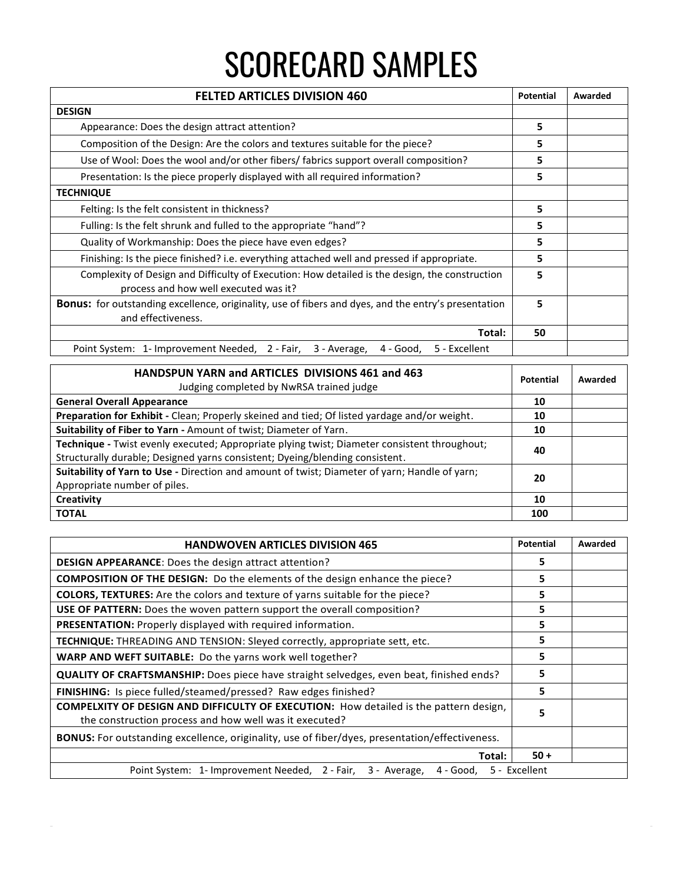# SCORECARD SAMPLES

| FELTED ARTICLES DIVISION 460 | Potential | Awarded |
|---|---|---|
| **DESIGN** | | |
| Appearance: Does the design attract attention? | 5 | |
| Composition of the Design: Are the colors and textures suitable for the piece? | 5 | |
| Use of Wool: Does the wool and/or other fibers/ fabrics support overall composition? | 5 | |
| Presentation: Is the piece properly displayed with all required information? | 5 | |
| **TECHNIQUE** | | |
| Felting: Is the felt consistent in thickness? | 5 | |
| Fulling: Is the felt shrunk and fulled to the appropriate "hand"? | 5 | |
| Quality of Workmanship: Does the piece have even edges? | 5 | |
| Finishing: Is the piece finished? i.e. everything attached well and pressed if appropriate. | 5 | |
| Complexity of Design and Difficulty of Execution: How detailed is the design, the construction process and how well executed was it? | 5 | |
| **Bonus:** for outstanding excellence, originality, use of fibers and dyes, and the entry's presentation and effectiveness. | 5 | |
| **Total:** | **50** | |
| Point System: 1- Improvement Needed, 2 - Fair, 3 - Average, 4 - Good, 5 - Excellent | | |

| HANDSPUN YARN and ARTICLES DIVISIONS 461 and 463<br>Judging completed by NwRSA trained judge | Potential | Awarded |
|---|---|---|
| **General Overall Appearance** | 10 | |
| **Preparation for Exhibit -** Clean; Properly skeined and tied; Of listed yardage and/or weight. | 10 | |
| **Suitability of Fiber to Yarn -** Amount of twist; Diameter of Yarn. | 10 | |
| **Technique -** Twist evenly executed; Appropriate plying twist; Diameter consistent throughout; Structurally durable; Designed yarns consistent; Dyeing/blending consistent. | 40 | |
| **Suitability of Yarn to Use -** Direction and amount of twist; Diameter of yarn; Handle of yarn; Appropriate number of piles. | 20 | |
| **Creativity** | 10 | |
| **TOTAL** | **100** | |

| HANDWOVEN ARTICLES DIVISION 465 | Potential | Awarded |
|---|---|---|
| **DESIGN APPEARANCE**: Does the design attract attention? | 5 | |
| **COMPOSITION OF THE DESIGN:** Do the elements of the design enhance the piece? | 5 | |
| **COLORS, TEXTURES:** Are the colors and texture of yarns suitable for the piece? | 5 | |
| **USE OF PATTERN:** Does the woven pattern support the overall composition? | 5 | |
| **PRESENTATION:** Properly displayed with required information. | 5 | |
| **TECHNIQUE:** THREADING AND TENSION: Sleyed correctly, appropriate sett, etc. | 5 | |
| **WARP AND WEFT SUITABLE:** Do the yarns work well together? | 5 | |
| **QUALITY OF CRAFTSMANSHIP:** Does piece have straight selvedges, even beat, finished ends? | 5 | |
| **FINISHING:** Is piece fulled/steamed/pressed? Raw edges finished? | 5 | |
| **COMPELXITY OF DESIGN AND DIFFICULTY OF EXECUTION:** How detailed is the pattern design, the construction process and how well was it executed? | 5 | |
| **BONUS:** For outstanding excellence, originality, use of fiber/dyes, presentation/effectiveness. | | |
| **Total:** | **50 +** | |
| Point System: 1- Improvement Needed, 2 - Fair, 3 - Average, 4 - Good, 5 - Excellent | | |